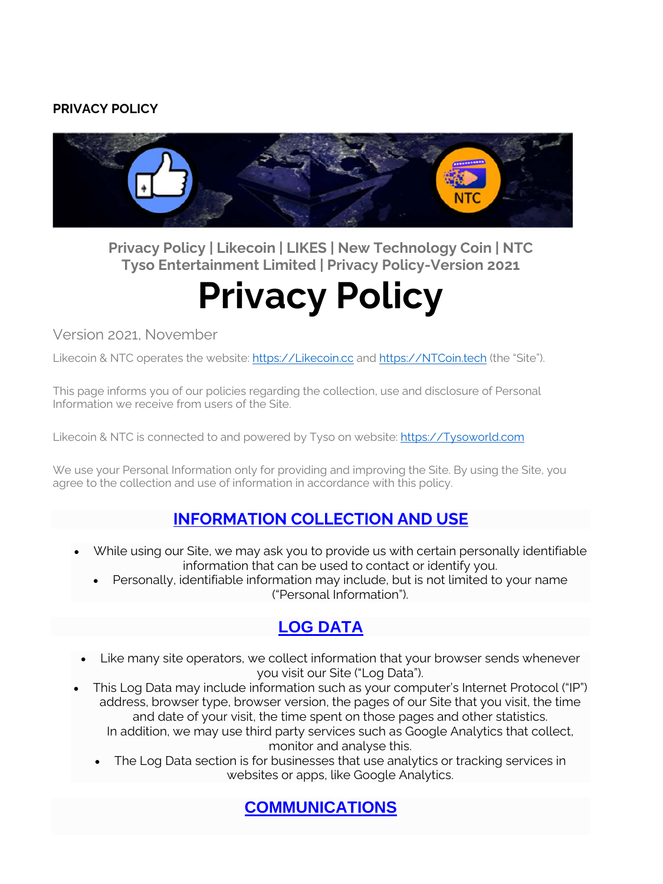**PRIVACY POLICY**

**Privacy Policy | Likecoin | LIKES | New Technology Coin | NTC**
**Tyso Entertainment Limited | Privacy Policy-Version 2021**

# Privacy Policy

Version 2021, November

Likecoin & NTC operates the website: [https://Likecoin.cc](https://Likecoin.cc) and [https://NTCoin.tech](https://NTCoin.tech) (the "Site").

This page informs you of our policies regarding the collection, use and disclosure of Personal Information we receive from users of the Site.

Likecoin & NTC is connected to and powered by Tyso on website: [https://Tysoworld.com](https://Tysoworld.com)

We use your Personal Information only for providing and improving the Site. By using the Site, you agree to the collection and use of information in accordance with this policy.

## INFORMATION COLLECTION AND USE

- While using our Site, we may ask you to provide us with certain personally identifiable information that can be used to contact or identify you.
  - Personally, identifiable information may include, but is not limited to your name ("Personal Information").

## LOG DATA

- Like many site operators, we collect information that your browser sends whenever you visit our Site ("Log Data").
- This Log Data may include information such as your computer's Internet Protocol ("IP") address, browser type, browser version, the pages of our Site that you visit, the time and date of your visit, the time spent on those pages and other statistics. In addition, we may use third party services such as Google Analytics that collect, monitor and analyse this.
  - The Log Data section is for businesses that use analytics or tracking services in websites or apps, like Google Analytics.

## COMMUNICATIONS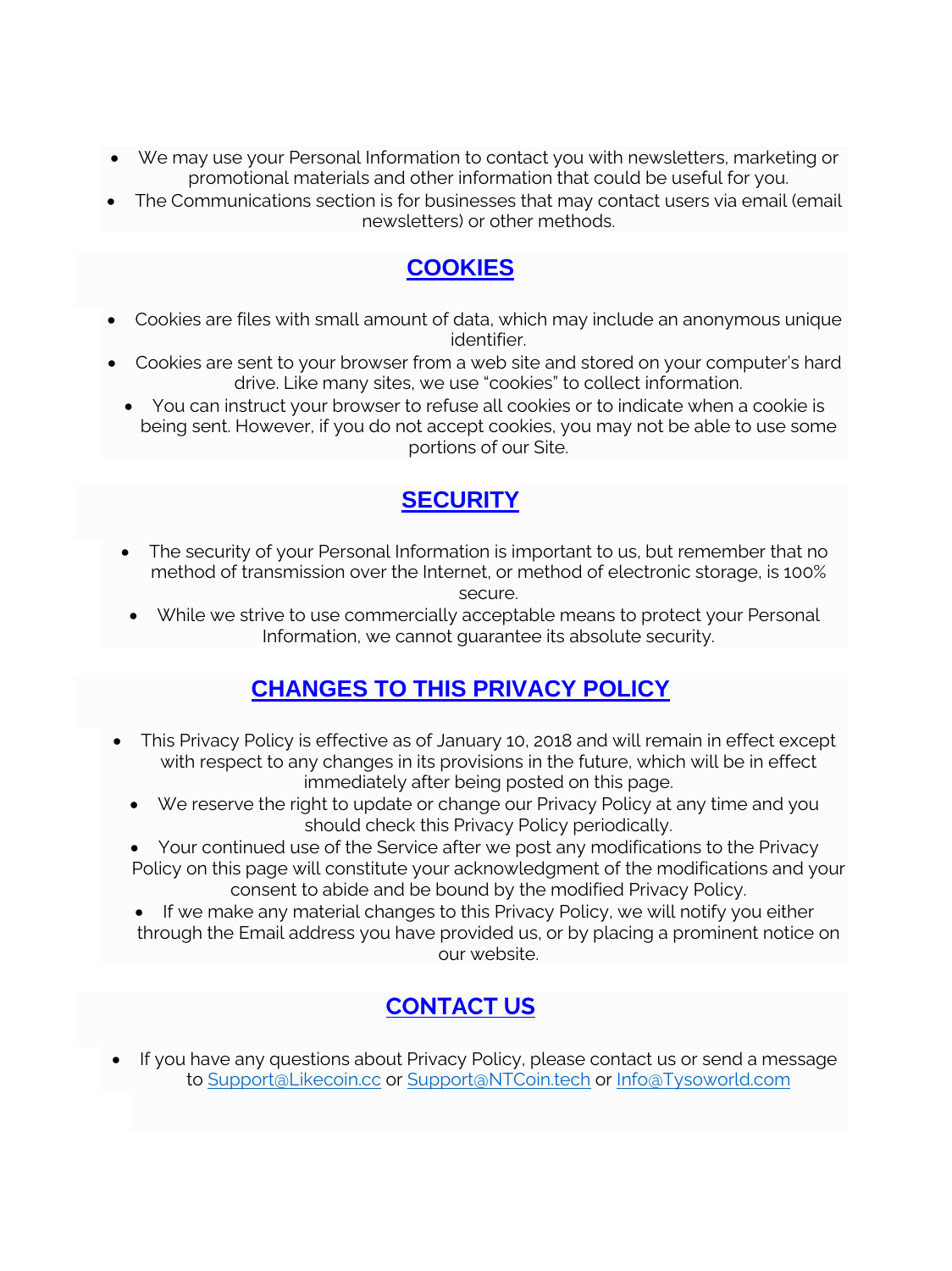- We may use your Personal Information to contact you with newsletters, marketing or promotional materials and other information that could be useful for you.
- The Communications section is for businesses that may contact users via email (email newsletters) or other methods.

## COOKIES

- Cookies are files with small amount of data, which may include an anonymous unique identifier.
- Cookies are sent to your browser from a web site and stored on your computer's hard drive. Like many sites, we use "cookies" to collect information.
- You can instruct your browser to refuse all cookies or to indicate when a cookie is being sent. However, if you do not accept cookies, you may not be able to use some portions of our Site.

## SECURITY

- The security of your Personal Information is important to us, but remember that no method of transmission over the Internet, or method of electronic storage, is 100% secure.
- While we strive to use commercially acceptable means to protect your Personal Information, we cannot guarantee its absolute security.

## CHANGES TO THIS PRIVACY POLICY

- This Privacy Policy is effective as of January 10, 2018 and will remain in effect except with respect to any changes in its provisions in the future, which will be in effect immediately after being posted on this page.
- We reserve the right to update or change our Privacy Policy at any time and you should check this Privacy Policy periodically.
- Your continued use of the Service after we post any modifications to the Privacy Policy on this page will constitute your acknowledgment of the modifications and your consent to abide and be bound by the modified Privacy Policy.
- If we make any material changes to this Privacy Policy, we will notify you either through the Email address you have provided us, or by placing a prominent notice on our website.

## CONTACT US

- If you have any questions about Privacy Policy, please contact us or send a message to Support@Likecoin.cc or Support@NTCoin.tech or Info@Tysoworld.com